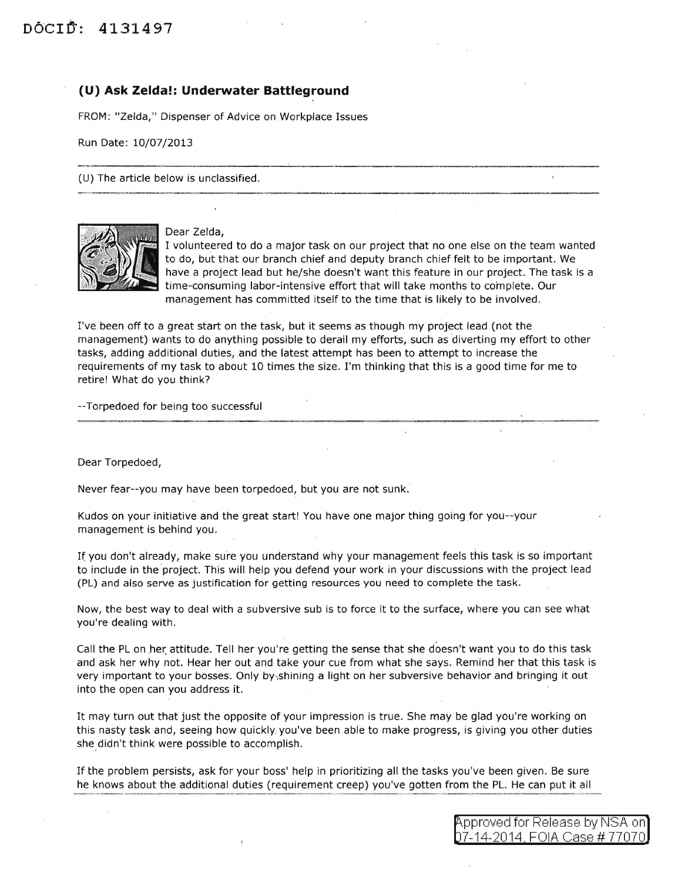DOCID: 4131497

## (U) Ask Zelda!: Underwater Battleground

FROM: "Zelda," Dispenser of Advice on Workplace Issues

Run Date: 10/07/2013

(U) The article below is unclassified.

Dear Zelda,

I volunteered to do a major task on our project that no one else on the team wanted to do, but that our branch chief and deputy branch chief felt to be important. We have a project lead but he/she doesn't want this feature in our project. The task is a time-consuming labor-intensive effort that will take months to complete. Our management has committed itself to the time that is likely to be involved.

I've been off to a great start on the task, but it seems as though my project lead (not the management) wants to do anything possible to derail my efforts, such as diverting my effort to other tasks, adding additional duties, and the latest attempt has been to attempt to increase the requirements of my task to about 10 times the size. I'm thinking that this is a good time for me to retire! What do you think?

--Torpedoed for being too successful

Dear Torpedoed,

Never fear--you may have been torpedoed, but you are not sunk.

Kudos on your initiative and the great start! You have one major thing going for you--your management is behind you.

If you don't already, make sure you understand why your management feels this task is so important to include in the project. This will help you defend your work in your discussions with the project lead (PL) and also serve as justification for getting resources you need to complete the task.

Now, the best way to deal with a subversive sub is to force it to the surface, where you can see what you're dealing with.

Call the PL on her attitude. Tell her you're getting the sense that she doesn't want you to do this task and ask her why not. Hear her out and take your cue from what she says. Remind her that this task is very important to your bosses. Only by shining a light on her subversive behavior and bringing it out into the open can you address it.

It may turn out that just the opposite of your impression is true. She may be glad you're working on this nasty task and, seeing how quickly you've been able to make progress, is giving you other duties she didn't think were possible to accomplish.

If the problem persists, ask for your boss' help in prioritizing all the tasks you've been given. Be sure he knows about the additional duties (requirement creep) you've gotten from the PL. He can put it all

Approved for Release by NSA on 07-14-2014, FOIA Case # 77070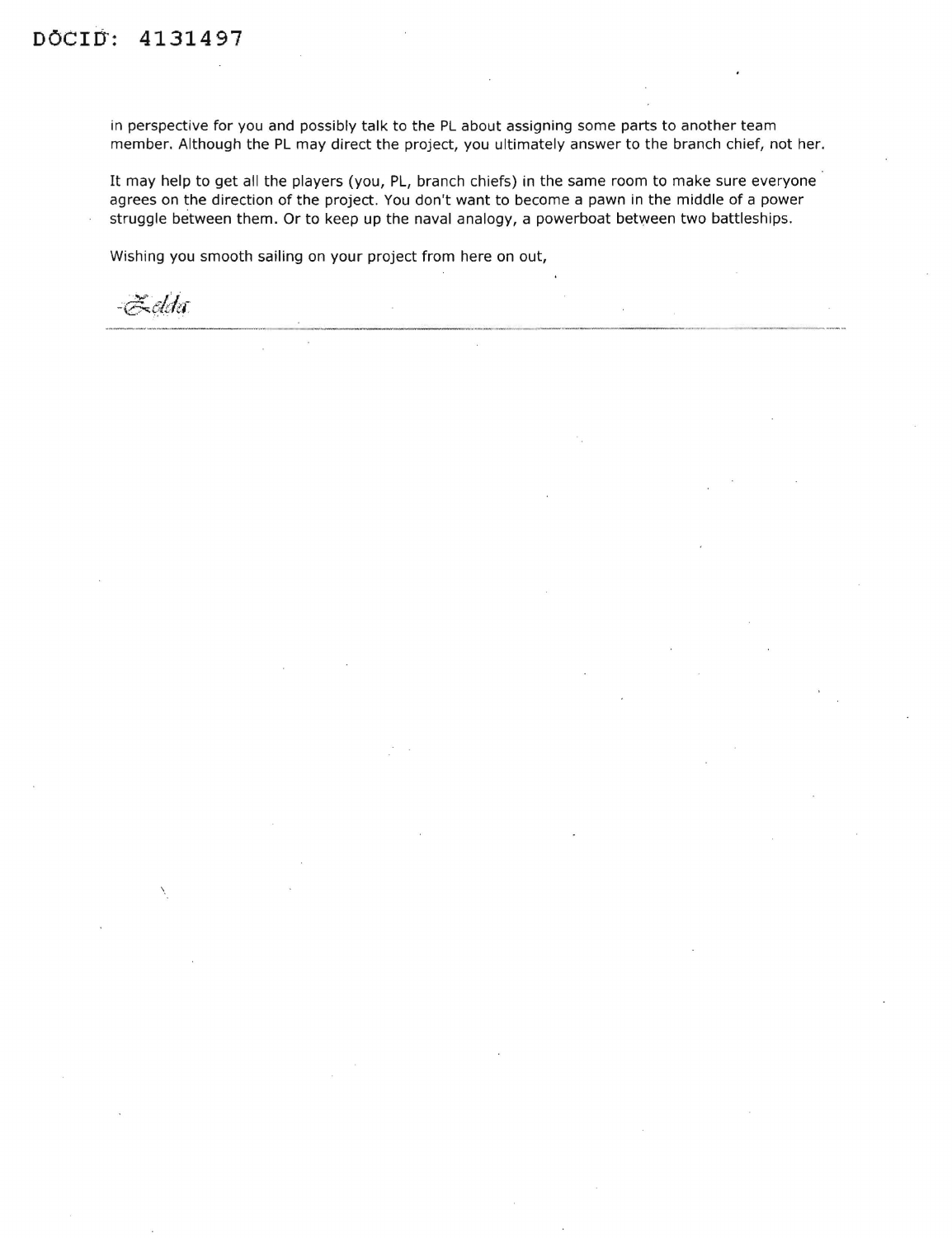in perspective for you and possibly talk to the PL about assigning some parts to another team member. Although the PL may direct the project, you ultimately answer to the branch chief, not her.

It may help to get all the players (you, PL, branch chiefs) in the same room to make sure everyone agrees on the direction of the project. You don't want to become a pawn in the middle of a power struggle between them. Or to keep up the naval analogy, a powerboat between two battleships.

Wishing you smooth sailing on your project from here on out,

-Zelda